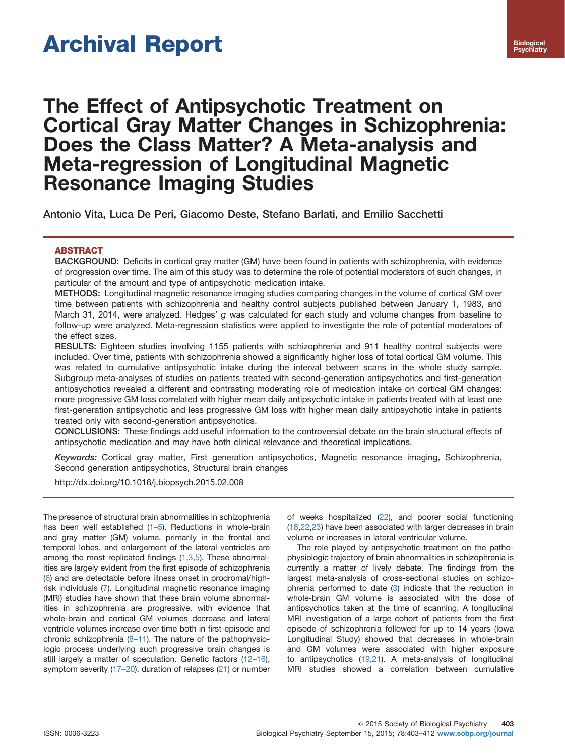# Archival Report

# The Effect of Antipsychotic Treatment on Cortical Gray Matter Changes in Schizophrenia: Does the Class Matter? A Meta-analysis and Meta-regression of Longitudinal Magnetic Resonance Imaging Studies

Antonio Vita, Luca De Peri, Giacomo Deste, Stefano Barlati, and Emilio Sacchetti

## ABSTRACT

**BACKGROUND:** Deficits in cortical gray matter (GM) have been found in patients with schizophrenia, with evidence of progression over time. The aim of this study was to determine the role of potential moderators of such changes, in particular of the amount and type of antipsychotic medication intake.

**METHODS:** Longitudinal magnetic resonance imaging studies comparing changes in the volume of cortical GM over time between patients with schizophrenia and healthy control subjects published between January 1, 1983, and March 31, 2014, were analyzed. Hedges' *g* was calculated for each study and volume changes from baseline to follow-up were analyzed. Meta-regression statistics were applied to investigate the role of potential moderators of the effect sizes.

**RESULTS:** Eighteen studies involving 1155 patients with schizophrenia and 911 healthy control subjects were included. Over time, patients with schizophrenia showed a significantly higher loss of total cortical GM volume. This was related to cumulative antipsychotic intake during the interval between scans in the whole study sample. Subgroup meta-analyses of studies on patients treated with second-generation antipsychotics and first-generation antipsychotics revealed a different and contrasting moderating role of medication intake on cortical GM changes: more progressive GM loss correlated with higher mean daily antipsychotic intake in patients treated with at least one first-generation antipsychotic and less progressive GM loss with higher mean daily antipsychotic intake in patients treated only with second-generation antipsychotics.

**CONCLUSIONS:** These findings add useful information to the controversial debate on the brain structural effects of antipsychotic medication and may have both clinical relevance and theoretical implications.

*Keywords:* Cortical gray matter, First generation antipsychotics, Magnetic resonance imaging, Schizophrenia, Second generation antipsychotics, Structural brain changes

http://dx.doi.org/10.1016/j.biopsych.2015.02.008

The presence of structural brain abnormalities in schizophrenia has been well established (1–5). Reductions in whole-brain and gray matter (GM) volume, primarily in the frontal and temporal lobes, and enlargement of the lateral ventricles are among the most replicated findings (1,3,5). These abnormalities are largely evident from the first episode of schizophrenia (6) and are detectable before illness onset in prodromal/high-risk individuals (7). Longitudinal magnetic resonance imaging (MRI) studies have shown that these brain volume abnormalities in schizophrenia are progressive, with evidence that whole-brain and cortical GM volumes decrease and lateral ventricle volumes increase over time both in first-episode and chronic schizophrenia (8–11). The nature of the pathophysiologic process underlying such progressive brain changes is still largely a matter of speculation. Genetic factors (12–16), symptom severity (17–20), duration of relapses (21) or number of weeks hospitalized (22), and poorer social functioning (18,22,23) have been associated with larger decreases in brain volume or increases in lateral ventricular volume.

The role played by antipsychotic treatment on the pathophysiologic trajectory of brain abnormalities in schizophrenia is currently a matter of lively debate. The findings from the largest meta-analysis of cross-sectional studies on schizophrenia performed to date (3) indicate that the reduction in whole-brain GM volume is associated with the dose of antipsychotics taken at the time of scanning. A longitudinal MRI investigation of a large cohort of patients from the first episode of schizophrenia followed for up to 14 years (Iowa Longitudinal Study) showed that decreases in whole-brain and GM volumes were associated with higher exposure to antipsychotics (19,21). A meta-analysis of longitudinal MRI studies showed a correlation between cumulative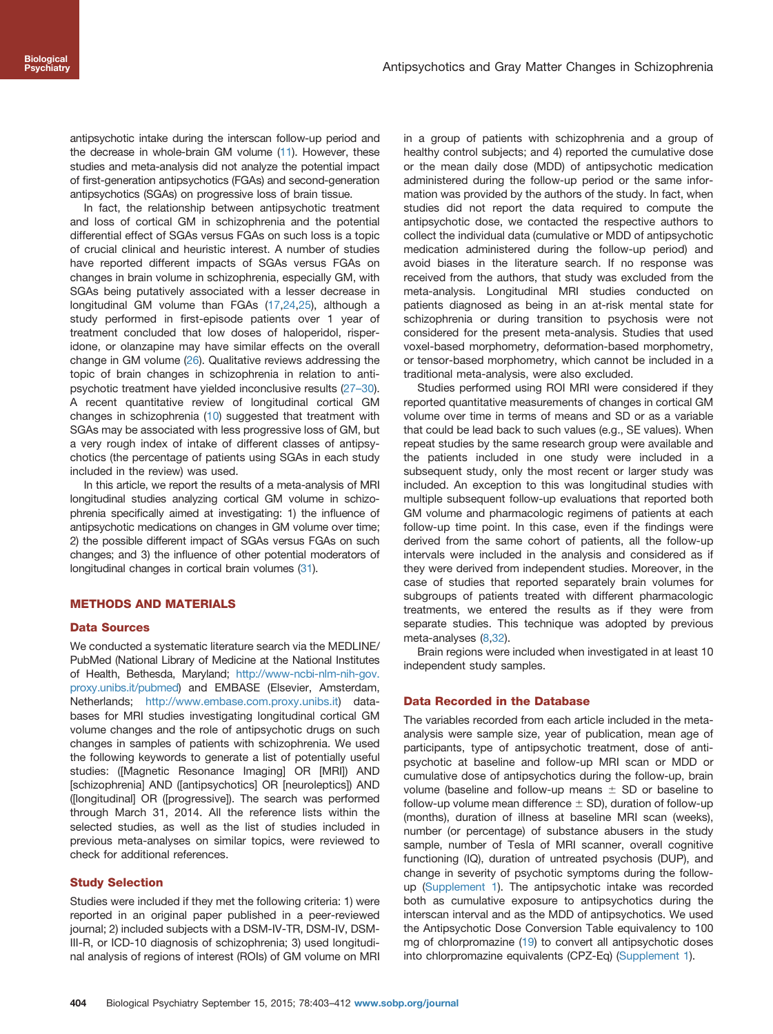antipsychotic intake during the interscan follow-up period and the decrease in whole-brain GM volume (11). However, these studies and meta-analysis did not analyze the potential impact of first-generation antipsychotics (FGAs) and second-generation antipsychotics (SGAs) on progressive loss of brain tissue.

In fact, the relationship between antipsychotic treatment and loss of cortical GM in schizophrenia and the potential differential effect of SGAs versus FGAs on such loss is a topic of crucial clinical and heuristic interest. A number of studies have reported different impacts of SGAs versus FGAs on changes in brain volume in schizophrenia, especially GM, with SGAs being putatively associated with a lesser decrease in longitudinal GM volume than FGAs (17,24,25), although a study performed in first-episode patients over 1 year of treatment concluded that low doses of haloperidol, risperidone, or olanzapine may have similar effects on the overall change in GM volume (26). Qualitative reviews addressing the topic of brain changes in schizophrenia in relation to antipsychotic treatment have yielded inconclusive results (27–30). A recent quantitative review of longitudinal cortical GM changes in schizophrenia (10) suggested that treatment with SGAs may be associated with less progressive loss of GM, but a very rough index of intake of different classes of antipsychotics (the percentage of patients using SGAs in each study included in the review) was used.

In this article, we report the results of a meta-analysis of MRI longitudinal studies analyzing cortical GM volume in schizophrenia specifically aimed at investigating: 1) the influence of antipsychotic medications on changes in GM volume over time; 2) the possible different impact of SGAs versus FGAs on such changes; and 3) the influence of other potential moderators of longitudinal changes in cortical brain volumes (31).

## METHODS AND MATERIALS

### Data Sources

We conducted a systematic literature search via the MEDLINE/PubMed (National Library of Medicine at the National Institutes of Health, Bethesda, Maryland; http://www-ncbi-nlm-nih-gov.proxy.unibs.it/pubmed) and EMBASE (Elsevier, Amsterdam, Netherlands; http://www.embase.com.proxy.unibs.it) databases for MRI studies investigating longitudinal cortical GM volume changes and the role of antipsychotic drugs on such changes in samples of patients with schizophrenia. We used the following keywords to generate a list of potentially useful studies: ([Magnetic Resonance Imaging] OR [MRI]) AND [schizophrenia] AND ([antipsychotics] OR [neuroleptics]) AND ([longitudinal] OR ([progressive]). The search was performed through March 31, 2014. All the reference lists within the selected studies, as well as the list of studies included in previous meta-analyses on similar topics, were reviewed to check for additional references.

### Study Selection

Studies were included if they met the following criteria: 1) were reported in an original paper published in a peer-reviewed journal; 2) included subjects with a DSM-IV-TR, DSM-IV, DSM-III-R, or ICD-10 diagnosis of schizophrenia; 3) used longitudinal analysis of regions of interest (ROIs) of GM volume on MRI in a group of patients with schizophrenia and a group of healthy control subjects; and 4) reported the cumulative dose or the mean daily dose (MDD) of antipsychotic medication administered during the follow-up period or the same information was provided by the authors of the study. In fact, when studies did not report the data required to compute the antipsychotic dose, we contacted the respective authors to collect the individual data (cumulative or MDD of antipsychotic medication administered during the follow-up period) and avoid biases in the literature search. If no response was received from the authors, that study was excluded from the meta-analysis. Longitudinal MRI studies conducted on patients diagnosed as being in an at-risk mental state for schizophrenia or during transition to psychosis were not considered for the present meta-analysis. Studies that used voxel-based morphometry, deformation-based morphometry, or tensor-based morphometry, which cannot be included in a traditional meta-analysis, were also excluded.

Studies performed using ROI MRI were considered if they reported quantitative measurements of changes in cortical GM volume over time in terms of means and SD or as a variable that could be lead back to such values (e.g., SE values). When repeat studies by the same research group were available and the patients included in one study were included in a subsequent study, only the most recent or larger study was included. An exception to this was longitudinal studies with multiple subsequent follow-up evaluations that reported both GM volume and pharmacologic regimens of patients at each follow-up time point. In this case, even if the findings were derived from the same cohort of patients, all the follow-up intervals were included in the analysis and considered as if they were derived from independent studies. Moreover, in the case of studies that reported separately brain volumes for subgroups of patients treated with different pharmacologic treatments, we entered the results as if they were from separate studies. This technique was adopted by previous meta-analyses (8,32).

Brain regions were included when investigated in at least 10 independent study samples.

### Data Recorded in the Database

The variables recorded from each article included in the meta-analysis were sample size, year of publication, mean age of participants, type of antipsychotic treatment, dose of antipsychotic at baseline and follow-up MRI scan or MDD or cumulative dose of antipsychotics during the follow-up, brain volume (baseline and follow-up means ± SD or baseline to follow-up volume mean difference ± SD), duration of follow-up (months), duration of illness at baseline MRI scan (weeks), number (or percentage) of substance abusers in the study sample, number of Tesla of MRI scanner, overall cognitive functioning (IQ), duration of untreated psychosis (DUP), and change in severity of psychotic symptoms during the follow-up (Supplement 1). The antipsychotic intake was recorded both as cumulative exposure to antipsychotics during the interscan interval and as the MDD of antipsychotics. We used the Antipsychotic Dose Conversion Table equivalency to 100 mg of chlorpromazine (19) to convert all antipsychotic doses into chlorpromazine equivalents (CPZ-Eq) (Supplement 1).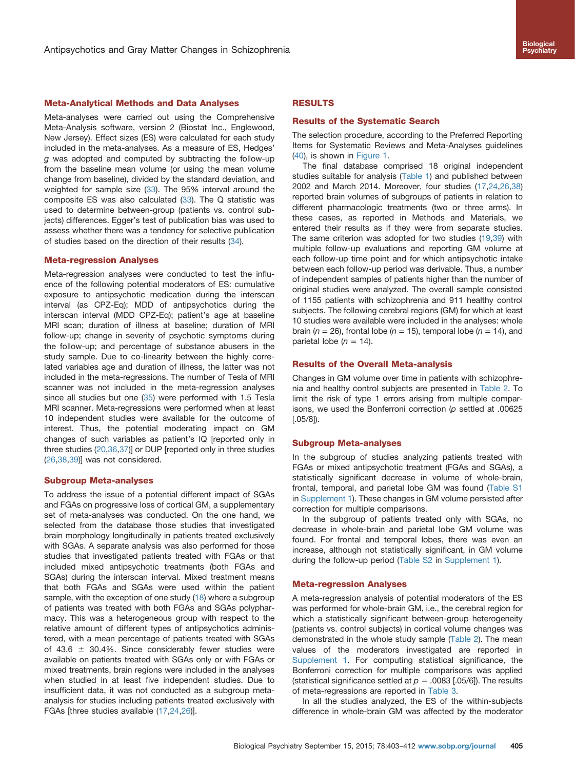### Meta-Analytical Methods and Data Analyses

Meta-analyses were carried out using the Comprehensive Meta-Analysis software, version 2 (Biostat Inc., Englewood, New Jersey). Effect sizes (ES) were calculated for each study included in the meta-analyses. As a measure of ES, Hedges' $g$ was adopted and computed by subtracting the follow-up from the baseline mean volume (or using the mean volume change from baseline), divided by the standard deviation, and weighted for sample size (33). The 95% interval around the composite ES was also calculated (33). The Q statistic was used to determine between-group (patients vs. control subjects) differences. Egger's test of publication bias was used to assess whether there was a tendency for selective publication of studies based on the direction of their results (34).

### Meta-regression Analyses

Meta-regression analyses were conducted to test the influence of the following potential moderators of ES: cumulative exposure to antipsychotic medication during the interscan interval (as CPZ-Eq); MDD of antipsychotics during the interscan interval (MDD CPZ-Eq); patient's age at baseline MRI scan; duration of illness at baseline; duration of MRI follow-up; change in severity of psychotic symptoms during the follow-up; and percentage of substance abusers in the study sample. Due to co-linearity between the highly correlated variables age and duration of illness, the latter was not included in the meta-regressions. The number of Tesla of MRI scanner was not included in the meta-regression analyses since all studies but one (35) were performed with 1.5 Tesla MRI scanner. Meta-regressions were performed when at least 10 independent studies were available for the outcome of interest. Thus, the potential moderating impact on GM changes of such variables as patient's IQ [reported only in three studies (20,36,37)] or DUP [reported only in three studies (26,38,39)] was not considered.

### Subgroup Meta-analyses

To address the issue of a potential different impact of SGAs and FGAs on progressive loss of cortical GM, a supplementary set of meta-analyses was conducted. On the one hand, we selected from the database those studies that investigated brain morphology longitudinally in patients treated exclusively with SGAs. A separate analysis was also performed for those studies that investigated patients treated with FGAs or that included mixed antipsychotic treatments (both FGAs and SGAs) during the interscan interval. Mixed treatment means that both FGAs and SGAs were used within the patient sample, with the exception of one study (18) where a subgroup of patients was treated with both FGAs and SGAs polypharmacy. This was a heterogeneous group with respect to the relative amount of different types of antipsychotics administered, with a mean percentage of patients treated with SGAs of 43.6 ± 30.4%. Since considerably fewer studies were available on patients treated with SGAs only or with FGAs or mixed treatments, brain regions were included in the analyses when studied in at least five independent studies. Due to insufficient data, it was not conducted as a subgroup meta-analysis for studies including patients treated exclusively with FGAs [three studies available (17,24,26)].

## RESULTS

### Results of the Systematic Search

The selection procedure, according to the Preferred Reporting Items for Systematic Reviews and Meta-Analyses guidelines (40), is shown in Figure 1.

The final database comprised 18 original independent studies suitable for analysis (Table 1) and published between 2002 and March 2014. Moreover, four studies (17,24,26,38) reported brain volumes of subgroups of patients in relation to different pharmacologic treatments (two or three arms). In these cases, as reported in Methods and Materials, we entered their results as if they were from separate studies. The same criterion was adopted for two studies (19,39) with multiple follow-up evaluations and reporting GM volume at each follow-up time point and for which antipsychotic intake between each follow-up period was derivable. Thus, a number of independent samples of patients higher than the number of original studies were analyzed. The overall sample consisted of 1155 patients with schizophrenia and 911 healthy control subjects. The following cerebral regions (GM) for which at least 10 studies were available were included in the analyses: whole brain ($n$ = 26), frontal lobe ($n$ = 15), temporal lobe ($n$ = 14), and parietal lobe ($n$ = 14).

### Results of the Overall Meta-analysis

Changes in GM volume over time in patients with schizophrenia and healthy control subjects are presented in Table 2. To limit the risk of type 1 errors arising from multiple comparisons, we used the Bonferroni correction ($p$ settled at .00625 [.05/8]).

### Subgroup Meta-analyses

In the subgroup of studies analyzing patients treated with FGAs or mixed antipsychotic treatment (FGAs and SGAs), a statistically significant decrease in volume of whole-brain, frontal, temporal, and parietal lobe GM was found (Table S1 in Supplement 1). These changes in GM volume persisted after correction for multiple comparisons.

In the subgroup of patients treated only with SGAs, no decrease in whole-brain and parietal lobe GM volume was found. For frontal and temporal lobes, there was even an increase, although not statistically significant, in GM volume during the follow-up period (Table S2 in Supplement 1).

### Meta-regression Analyses

A meta-regression analysis of potential moderators of the ES was performed for whole-brain GM, i.e., the cerebral region for which a statistically significant between-group heterogeneity (patients vs. control subjects) in cortical volume changes was demonstrated in the whole study sample (Table 2). The mean values of the moderators investigated are reported in Supplement 1. For computing statistical significance, the Bonferroni correction for multiple comparisons was applied (statistical significance settled at $p$ = .0083 [.05/6]). The results of meta-regressions are reported in Table 3.

In all the studies analyzed, the ES of the within-subjects difference in whole-brain GM was affected by the moderator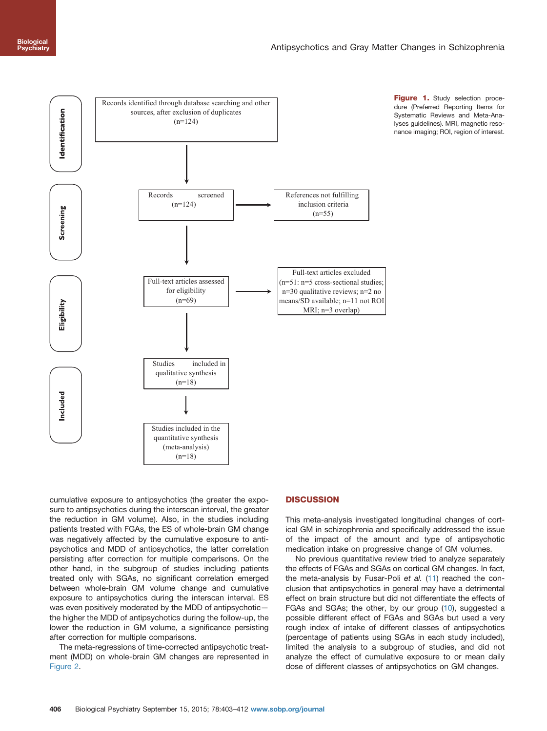| | | | |
|---|---|---|---|
| **Identification** | Records identified through database searching and other sources, after exclusion of duplicates (n=124) | | |
| **Screening** | Records screened (n=124) | → | References not fulfilling inclusion criteria (n=55) |
| **Eligibility** | Full-text articles assessed for eligibility (n=69) | → | Full-text articles excluded (n=51: n=5 cross-sectional studies; n=30 qualitative reviews; n=2 no means/SD available; n=11 not ROI MRI; n=3 overlap) |
| **Included** | Studies included in qualitative synthesis (n=18) | | |
| | Studies included in the quantitative synthesis (meta-analysis) (n=18) | | |

**Figure 1.** Study selection procedure (Preferred Reporting Items for Systematic Reviews and Meta-Analyses guidelines). MRI, magnetic resonance imaging; ROI, region of interest.

cumulative exposure to antipsychotics (the greater the exposure to antipsychotics during the interscan interval, the greater the reduction in GM volume). Also, in the studies including patients treated with FGAs, the ES of whole-brain GM change was negatively affected by the cumulative exposure to antipsychotics and MDD of antipsychotics, the latter correlation persisting after correction for multiple comparisons. On the other hand, in the subgroup of studies including patients treated only with SGAs, no significant correlation emerged between whole-brain GM volume change and cumulative exposure to antipsychotics during the interscan interval. ES was even positively moderated by the MDD of antipsychotic—the higher the MDD of antipsychotics during the follow-up, the lower the reduction in GM volume, a significance persisting after correction for multiple comparisons.

The meta-regressions of time-corrected antipsychotic treatment (MDD) on whole-brain GM changes are represented in Figure 2.

## DISCUSSION

This meta-analysis investigated longitudinal changes of cortical GM in schizophrenia and specifically addressed the issue of the impact of the amount and type of antipsychotic medication intake on progressive change of GM volumes.

No previous quantitative review tried to analyze separately the effects of FGAs and SGAs on cortical GM changes. In fact, the meta-analysis by Fusar-Poli *et al.* (11) reached the conclusion that antipsychotics in general may have a detrimental effect on brain structure but did not differentiate the effects of FGAs and SGAs; the other, by our group (10), suggested a possible different effect of FGAs and SGAs but used a very rough index of intake of different classes of antipsychotics (percentage of patients using SGAs in each study included), limited the analysis to a subgroup of studies, and did not analyze the effect of cumulative exposure to or mean daily dose of different classes of antipsychotics on GM changes.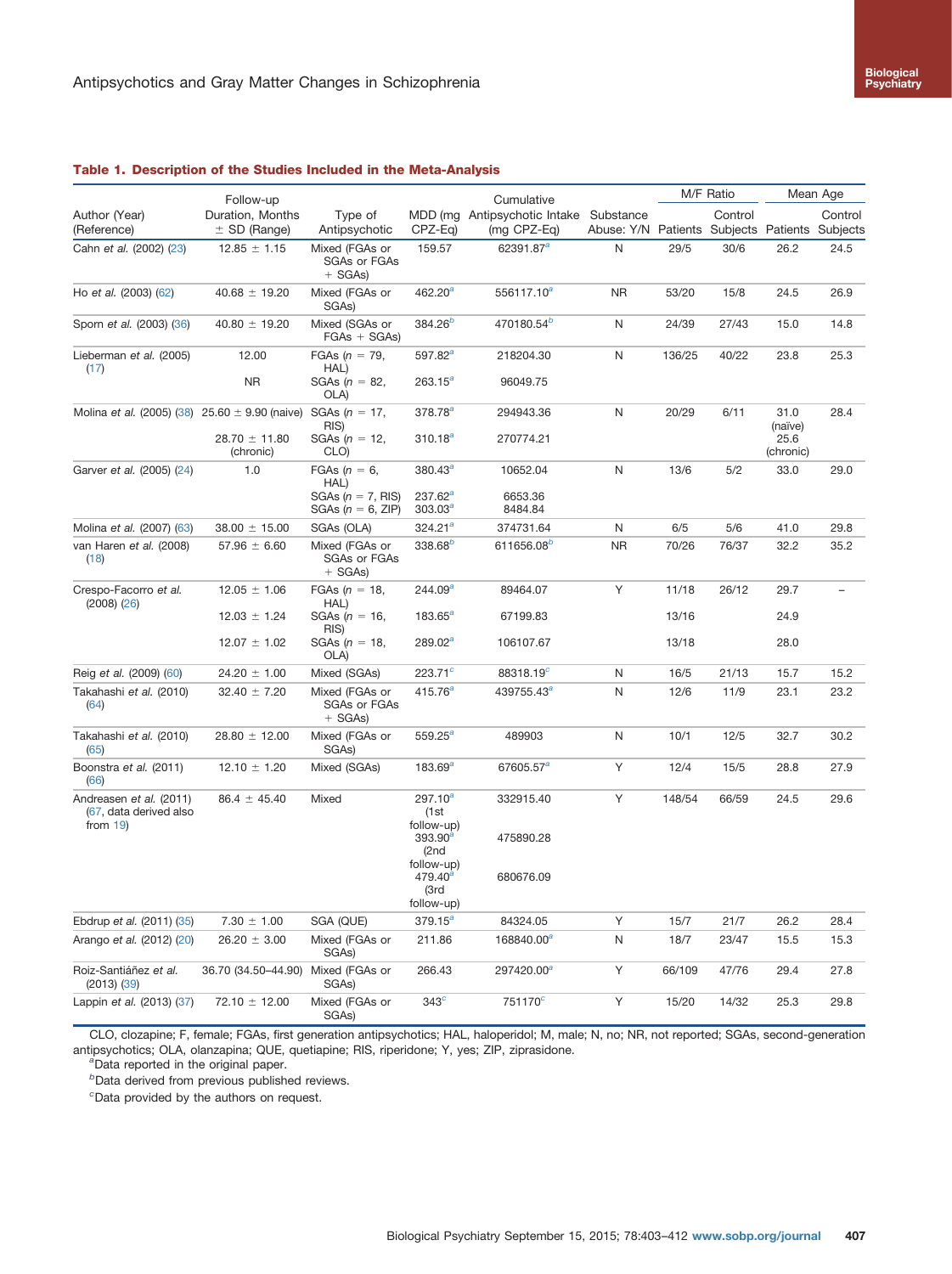**Table 1. Description of the Studies Included in the Meta-Analysis**

| Author (Year) (Reference) | Follow-up Duration, Months ± SD (Range) | Type of Antipsychotic | MDD (mg CPZ-Eq) | Cumulative Antipsychotic Intake (mg CPZ-Eq) | Substance Abuse: Y/N | M/F Ratio | | Mean Age | |
|---|---|---|---|---|---|---|---|---|---|
| | | | | | | Patients | Control Subjects | Patients | Control Subjects |
| Cahn *et al.* (2002) (23) | 12.85 ± 1.15 | Mixed (FGAs or SGAs or FGAs + SGAs) | 159.57 | 62391.87[a] | N | 29/5 | 30/6 | 26.2 | 24.5 |
| Ho *et al.* (2003) (62) | 40.68 ± 19.20 | Mixed (FGAs or SGAs) | 462.20[a] | 556117.10[a] | NR | 53/20 | 15/8 | 24.5 | 26.9 |
| Sporn *et al.* (2003) (36) | 40.80 ± 19.20 | Mixed (SGAs or FGAs + SGAs) | 384.26[b] | 470180.54[b] | N | 24/39 | 27/43 | 15.0 | 14.8 |
| Lieberman *et al.* (2005) (17) | 12.00 | FGAs (*n* = 79, HAL) | 597.82[a] | 218204.30 | N | 136/25 | 40/22 | 23.8 | 25.3 |
| | NR | SGAs (*n* = 82, OLA) | 263.15[a] | 96049.75 | | | | | |
| Molina *et al.* (2005) (38) | 25.60 ± 9.90 (naive) | SGAs (*n* = 17, RIS) | 378.78[a] | 294943.36 | N | 20/29 | 6/11 | 31.0 (naïve) | 28.4 |
| | 28.70 ± 11.80 (chronic) | SGAs (*n* = 12, CLO) | 310.18[a] | 270774.21 | | | | 25.6 (chronic) | |
| Garver *et al.* (2005) (24) | 1.0 | FGAs (*n* = 6, HAL) | 380.43[a] | 10652.04 | N | 13/6 | 5/2 | 33.0 | 29.0 |
| | | SGAs (*n* = 7, RIS) | 237.62[a] | 6653.36 | | | | | |
| | | SGAs (*n* = 6, ZIP) | 303.03[a] | 8484.84 | | | | | |
| Molina *et al.* (2007) (63) | 38.00 ± 15.00 | SGAs (OLA) | 324.21[a] | 374731.64 | N | 6/5 | 5/6 | 41.0 | 29.8 |
| van Haren *et al.* (2008) (18) | 57.96 ± 6.60 | Mixed (FGAs or SGAs or FGAs + SGAs) | 338.68[b] | 611656.08[b] | NR | 70/26 | 76/37 | 32.2 | 35.2 |
| Crespo-Facorro *et al.* (2008) (26) | 12.05 ± 1.06 | FGAs (*n* = 18, HAL) | 244.09[a] | 89464.07 | Y | 11/18 | 26/12 | 29.7 | – |
| | 12.03 ± 1.24 | SGAs (*n* = 16, RIS) | 183.65[a] | 67199.83 | | 13/16 | | 24.9 | |
| | 12.07 ± 1.02 | SGAs (*n* = 18, OLA) | 289.02[a] | 106107.67 | | 13/18 | | 28.0 | |
| Reig *et al.* (2009) (60) | 24.20 ± 1.00 | Mixed (SGAs) | 223.71[c] | 88318.19[c] | N | 16/5 | 21/13 | 15.7 | 15.2 |
| Takahashi *et al.* (2010) (64) | 32.40 ± 7.20 | Mixed (FGAs or SGAs or FGAs + SGAs) | 415.76[a] | 439755.43[a] | N | 12/6 | 11/9 | 23.1 | 23.2 |
| Takahashi *et al.* (2010) (65) | 28.80 ± 12.00 | Mixed (FGAs or SGAs) | 559.25[a] | 489903 | N | 10/1 | 12/5 | 32.7 | 30.2 |
| Boonstra *et al.* (2011) (66) | 12.10 ± 1.20 | Mixed (SGAs) | 183.69[a] | 67605.57[a] | Y | 12/4 | 15/5 | 28.8 | 27.9 |
| Andreasen *et al.* (2011) (67, data derived also from 19) | 86.4 ± 45.40 | Mixed | 297.10[a] (1st follow-up) | 332915.40 | Y | 148/54 | 66/59 | 24.5 | 29.6 |
| | | | 393.90[a] (2nd follow-up) | 475890.28 | | | | | |
| | | | 479.40[a] (3rd follow-up) | 680676.09 | | | | | |
| Ebdrup *et al.* (2011) (35) | 7.30 ± 1.00 | SGA (QUE) | 379.15[a] | 84324.05 | Y | 15/7 | 21/7 | 26.2 | 28.4 |
| Arango *et al.* (2012) (20) | 26.20 ± 3.00 | Mixed (FGAs or SGAs) | 211.86 | 168840.00[a] | N | 18/7 | 23/47 | 15.5 | 15.3 |
| Roiz-Santiáñez *et al.* (2013) (39) | 36.70 (34.50–44.90) | Mixed (FGAs or SGAs) | 266.43 | 297420.00[a] | Y | 66/109 | 47/76 | 29.4 | 27.8 |
| Lappin *et al.* (2013) (37) | 72.10 ± 12.00 | Mixed (FGAs or SGAs) | 343[c] | 751170[c] | Y | 15/20 | 14/32 | 25.3 | 29.8 |

CLO, clozapine; F, female; FGAs, first generation antipsychotics; HAL, haloperidol; M, male; N, no; NR, not reported; SGAs, second-generation antipsychotics; OLA, olanzapina; QUE, quetiapine; RIS, riperidone; Y, yes; ZIP, ziprasidone.

[a]Data reported in the original paper.

[b]Data derived from previous published reviews.

[c]Data provided by the authors on request.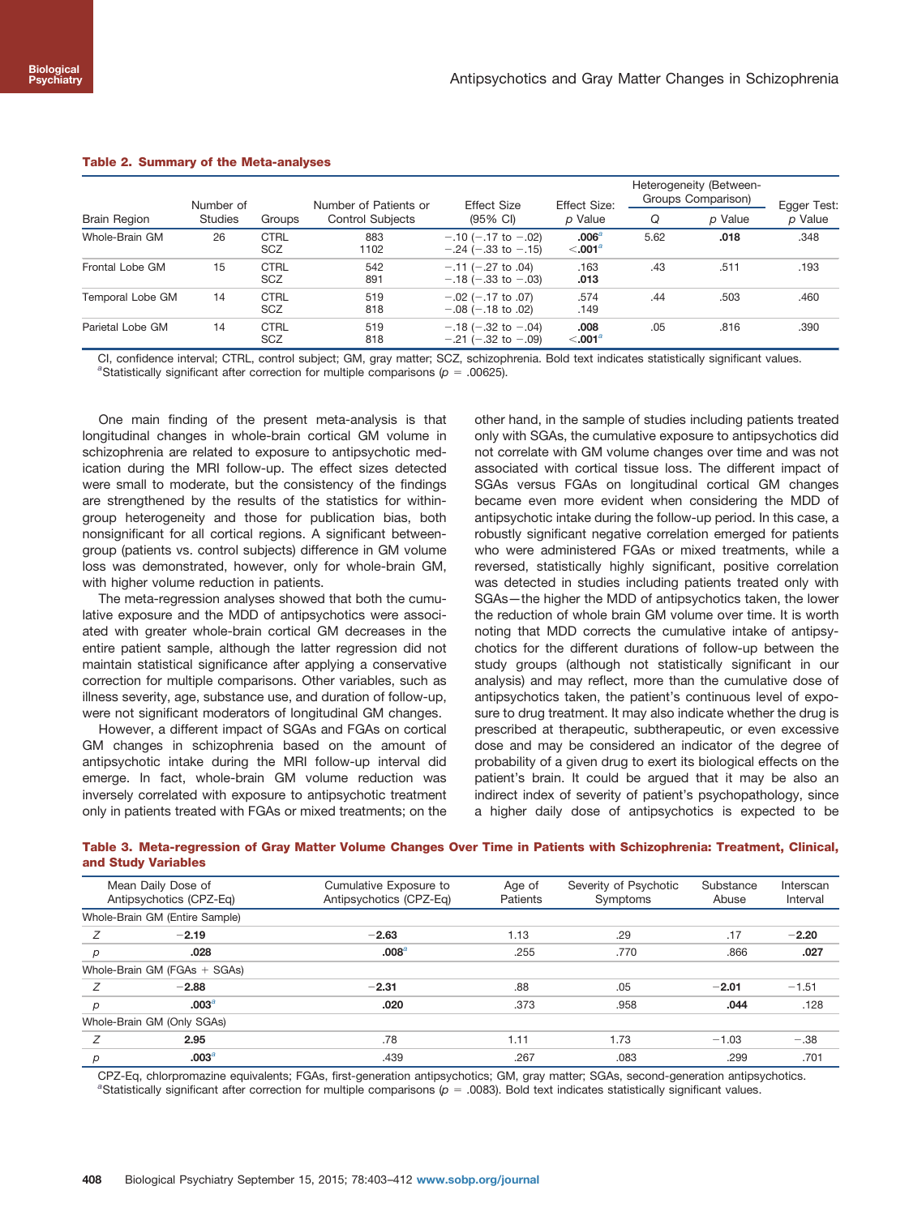**Table 2. Summary of the Meta-analyses**

| Brain Region | Number of Studies | Groups | Number of Patients or Control Subjects | Effect Size (95% CI) | Effect Size: *p* Value | Heterogeneity (Between-Groups Comparison) *Q* | Heterogeneity (Between-Groups Comparison) *p* Value | Egger Test: *p* Value |
|---|---|---|---|---|---|---|---|---|
| Whole-Brain GM | 26 | CTRL<br>SCZ | 883<br>1102 | −.10 (−.17 to −.02)<br>−.24 (−.33 to −.15) | **.006**[a]<br>**<.001**[a] | 5.62 | **.018** | .348 |
| Frontal Lobe GM | 15 | CTRL<br>SCZ | 542<br>891 | −.11 (−.27 to .04)<br>−.18 (−.33 to −.03) | .163<br>**.013** | .43 | .511 | .193 |
| Temporal Lobe GM | 14 | CTRL<br>SCZ | 519<br>818 | −.02 (−.17 to .07)<br>−.08 (−.18 to .02) | .574<br>.149 | .44 | .503 | .460 |
| Parietal Lobe GM | 14 | CTRL<br>SCZ | 519<br>818 | −.18 (−.32 to −.04)<br>−.21 (−.32 to −.09) | **.008**<br>**<.001**[a] | .05 | .816 | .390 |

CI, confidence interval; CTRL, control subject; GM, gray matter; SCZ, schizophrenia. Bold text indicates statistically significant values.
[a]Statistically significant after correction for multiple comparisons ($p$ = .00625).

One main finding of the present meta-analysis is that longitudinal changes in whole-brain cortical GM volume in schizophrenia are related to exposure to antipsychotic medication during the MRI follow-up. The effect sizes detected were small to moderate, but the consistency of the findings are strengthened by the results of the statistics for within-group heterogeneity and those for publication bias, both nonsignificant for all cortical regions. A significant between-group (patients vs. control subjects) difference in GM volume loss was demonstrated, however, only for whole-brain GM, with higher volume reduction in patients.

The meta-regression analyses showed that both the cumulative exposure and the MDD of antipsychotics were associated with greater whole-brain cortical GM decreases in the entire patient sample, although the latter regression did not maintain statistical significance after applying a conservative correction for multiple comparisons. Other variables, such as illness severity, age, substance use, and duration of follow-up, were not significant moderators of longitudinal GM changes.

However, a different impact of SGAs and FGAs on cortical GM changes in schizophrenia based on the amount of antipsychotic intake during the MRI follow-up interval did emerge. In fact, whole-brain GM volume reduction was inversely correlated with exposure to antipsychotic treatment only in patients treated with FGAs or mixed treatments; on the other hand, in the sample of studies including patients treated only with SGAs, the cumulative exposure to antipsychotics did not correlate with GM volume changes over time and was not associated with cortical tissue loss. The different impact of SGAs versus FGAs on longitudinal cortical GM changes became even more evident when considering the MDD of antipsychotic intake during the follow-up period. In this case, a robustly significant negative correlation emerged for patients who were administered FGAs or mixed treatments, while a reversed, statistically highly significant, positive correlation was detected in studies including patients treated only with SGAs—the higher the MDD of antipsychotics taken, the lower the reduction of whole brain GM volume over time. It is worth noting that MDD corrects the cumulative intake of antipsychotics for the different durations of follow-up between the study groups (although not statistically significant in our analysis) and may reflect, more than the cumulative dose of antipsychotics taken, the patient's continuous level of exposure to drug treatment. It may also indicate whether the drug is prescribed at therapeutic, subtherapeutic, or even excessive dose and may be considered an indicator of the degree of probability of a given drug to exert its biological effects on the patient's brain. It could be argued that it may be also an indirect index of severity of patient's psychopathology, since a higher daily dose of antipsychotics is expected to be

**Table 3. Meta-regression of Gray Matter Volume Changes Over Time in Patients with Schizophrenia: Treatment, Clinical, and Study Variables**

| | Mean Daily Dose of Antipsychotics (CPZ-Eq) | Cumulative Exposure to Antipsychotics (CPZ-Eq) | Age of Patients | Severity of Psychotic Symptoms | Substance Abuse | Interscan Interval |
|---|---|---|---|---|---|---|
| **Whole-Brain GM (Entire Sample)** | | | | | | |
| *Z* | **−2.19** | **−2.63** | 1.13 | .29 | .17 | **−2.20** |
| *p* | **.028** | **.008**[a] | .255 | .770 | .866 | **.027** |
| **Whole-Brain GM (FGAs + SGAs)** | | | | | | |
| *Z* | **−2.88** | **−2.31** | .88 | .05 | **−2.01** | −1.51 |
| *p* | **.003**[a] | **.020** | .373 | .958 | **.044** | .128 |
| **Whole-Brain GM (Only SGAs)** | | | | | | |
| *Z* | **2.95** | .78 | 1.11 | 1.73 | −1.03 | −.38 |
| *p* | **.003**[a] | .439 | .267 | .083 | .299 | .701 |

CPZ-Eq, chlorpromazine equivalents; FGAs, first-generation antipsychotics; GM, gray matter; SGAs, second-generation antipsychotics.
[a]Statistically significant after correction for multiple comparisons ($p$ = .0083). Bold text indicates statistically significant values.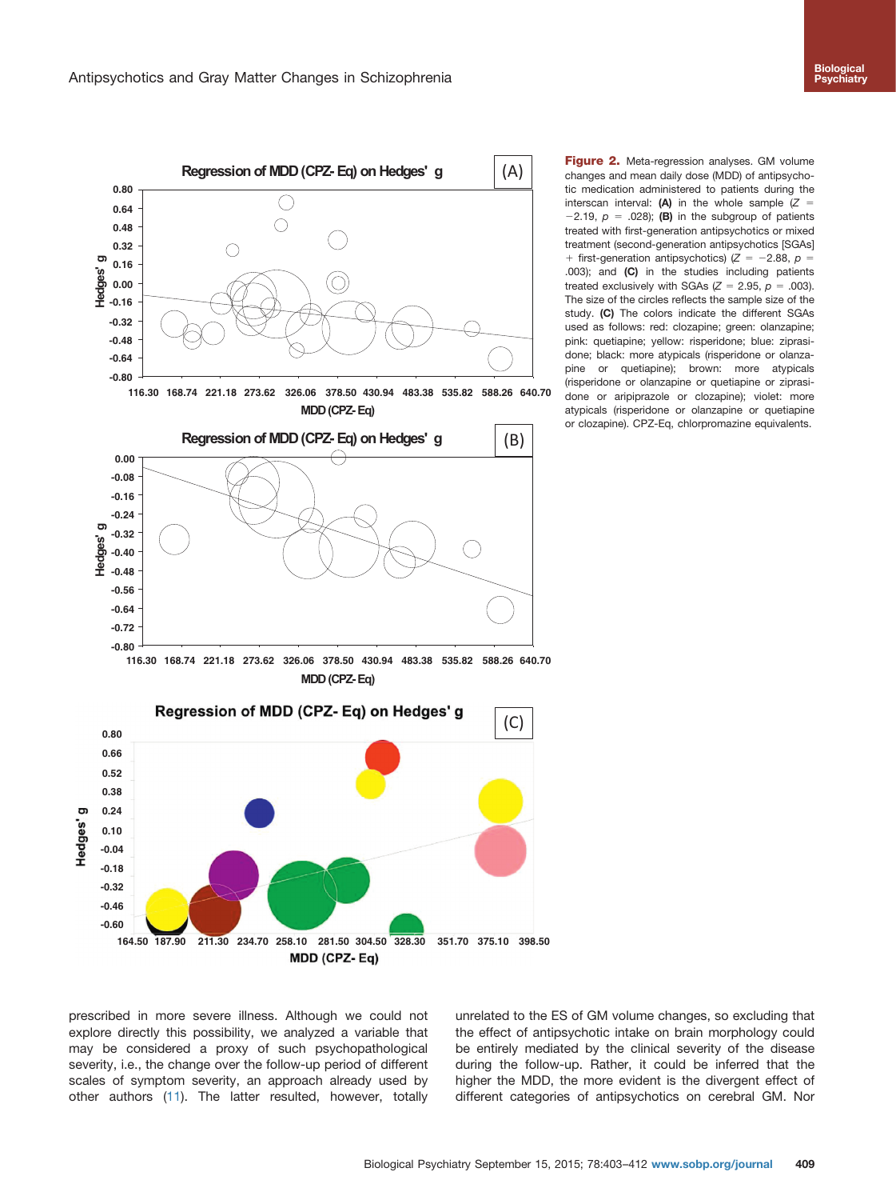**Figure 2.** Meta-regression analyses. GM volume changes and mean daily dose (MDD) of antipsychotic medication administered to patients during the interscan interval: **(A)** in the whole sample ($Z = -2.19$, $p = .028$); **(B)** in the subgroup of patients treated with first-generation antipsychotics or mixed treatment (second-generation antipsychotics [SGAs] + first-generation antipsychotics) ($Z = -2.88$, $p = .003$); and **(C)** in the studies including patients treated exclusively with SGAs ($Z = 2.95$, $p = .003$). The size of the circles reflects the sample size of the study. **(C)** The colors indicate the different SGAs used as follows: red: clozapine; green: olanzapine; pink: quetiapine; yellow: risperidone; blue: ziprasidone; black: more atypicals (risperidone or olanzapine or quetiapine); brown: more atypicals (risperidone or olanzapine or quetiapine or ziprasidone or aripiprazole or clozapine); violet: more atypicals (risperidone or olanzapine or quetiapine or clozapine). CPZ-Eq, chlorpromazine equivalents.

prescribed in more severe illness. Although we could not explore directly this possibility, we analyzed a variable that may be considered a proxy of such psychopathological severity, i.e., the change over the follow-up period of different scales of symptom severity, an approach already used by other authors (11). The latter resulted, however, totally unrelated to the ES of GM volume changes, so excluding that the effect of antipsychotic intake on brain morphology could be entirely mediated by the clinical severity of the disease during the follow-up. Rather, it could be inferred that the higher the MDD, the more evident is the divergent effect of different categories of antipsychotics on cerebral GM. Nor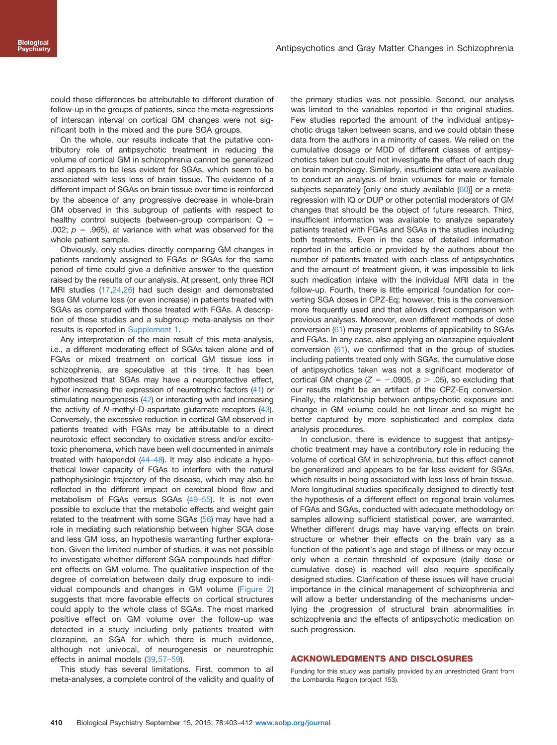could these differences be attributable to different duration of follow-up in the groups of patients, since the meta-regressions of interscan interval on cortical GM changes were not significant both in the mixed and the pure SGA groups.

On the whole, our results indicate that the putative contributory role of antipsychotic treatment in reducing the volume of cortical GM in schizophrenia cannot be generalized and appears to be less evident for SGAs, which seem to be associated with less loss of brain tissue. The evidence of a different impact of SGAs on brain tissue over time is reinforced by the absence of any progressive decrease in whole-brain GM observed in this subgroup of patients with respect to healthy control subjects (between-group comparison: $Q = .002$; $p = .965$), at variance with what was observed for the whole patient sample.

Obviously, only studies directly comparing GM changes in patients randomly assigned to FGAs or SGAs for the same period of time could give a definitive answer to the question raised by the results of our analysis. At present, only three ROI MRI studies (17,24,26) had such design and demonstrated less GM volume loss (or even increase) in patients treated with SGAs as compared with those treated with FGAs. A description of these studies and a subgroup meta-analysis on their results is reported in Supplement 1.

Any interpretation of the main result of this meta-analysis, i.e., a different moderating effect of SGAs taken alone and of FGAs or mixed treatment on cortical GM tissue loss in schizophrenia, are speculative at this time. It has been hypothesized that SGAs may have a neuroprotective effect, either increasing the expression of neurotrophic factors (41) or stimulating neurogenesis (42) or interacting with and increasing the activity of *N*-methyl-D-aspartate glutamate receptors (43). Conversely, the excessive reduction in cortical GM observed in patients treated with FGAs may be attributable to a direct neurotoxic effect secondary to oxidative stress and/or excitotoxic phenomena, which have been well documented in animals treated with haloperidol (44–48). It may also indicate a hypothetical lower capacity of FGAs to interfere with the natural pathophysiologic trajectory of the disease, which may also be reflected in the different impact on cerebral blood flow and metabolism of FGAs versus SGAs (49–55). It is not even possible to exclude that the metabolic effects and weight gain related to the treatment with some SGAs (56) may have had a role in mediating such relationship between higher SGA dose and less GM loss, an hypothesis warranting further exploration. Given the limited number of studies, it was not possible to investigate whether different SGA compounds had different effects on GM volume. The qualitative inspection of the degree of correlation between daily drug exposure to individual compounds and changes in GM volume (Figure 2) suggests that more favorable effects on cortical structures could apply to the whole class of SGAs. The most marked positive effect on GM volume over the follow-up was detected in a study including only patients treated with clozapine, an SGA for which there is much evidence, although not univocal, of neurogenesis or neurotrophic effects in animal models (39,57–59).

This study has several limitations. First, common to all meta-analyses, a complete control of the validity and quality of the primary studies was not possible. Second, our analysis was limited to the variables reported in the original studies. Few studies reported the amount of the individual antipsychotic drugs taken between scans, and we could obtain these data from the authors in a minority of cases. We relied on the cumulative dosage or MDD of different classes of antipsychotics taken but could not investigate the effect of each drug on brain morphology. Similarly, insufficient data were available to conduct an analysis of brain volumes for male or female subjects separately [only one study available (60)] or a meta-regression with IQ or DUP or other potential moderators of GM changes that should be the object of future research. Third, insufficient information was available to analyze separately patients treated with FGAs and SGAs in the studies including both treatments. Even in the case of detailed information reported in the article or provided by the authors about the number of patients treated with each class of antipsychotics and the amount of treatment given, it was impossible to link such medication intake with the individual MRI data in the follow-up. Fourth, there is little empirical foundation for converting SGA doses in CPZ-Eq; however, this is the conversion more frequently used and that allows direct comparison with previous analyses. Moreover, even different methods of dose conversion (61) may present problems of applicability to SGAs and FGAs. In any case, also applying an olanzapine equivalent conversion (61), we confirmed that in the group of studies including patients treated only with SGAs, the cumulative dose of antipsychotics taken was not a significant moderator of cortical GM change ($Z = -.0905$, $p > .05$), so excluding that our results might be an artifact of the CPZ-Eq conversion. Finally, the relationship between antipsychotic exposure and change in GM volume could be not linear and so might be better captured by more sophisticated and complex data analysis procedures.

In conclusion, there is evidence to suggest that antipsychotic treatment may have a contributory role in reducing the volume of cortical GM in schizophrenia, but this effect cannot be generalized and appears to be far less evident for SGAs, which results in being associated with less loss of brain tissue. More longitudinal studies specifically designed to directly test the hypothesis of a different effect on regional brain volumes of FGAs and SGAs, conducted with adequate methodology on samples allowing sufficient statistical power, are warranted. Whether different drugs may have varying effects on brain structure or whether their effects on the brain vary as a function of the patient's age and stage of illness or may occur only when a certain threshold of exposure (daily dose or cumulative dose) is reached will also require specifically designed studies. Clarification of these issues will have crucial importance in the clinical management of schizophrenia and will allow a better understanding of the mechanisms underlying the progression of structural brain abnormalities in schizophrenia and the effects of antipsychotic medication on such progression.

## ACKNOWLEDGMENTS AND DISCLOSURES

Funding for this study was partially provided by an unrestricted Grant from the Lombardia Region (project 153).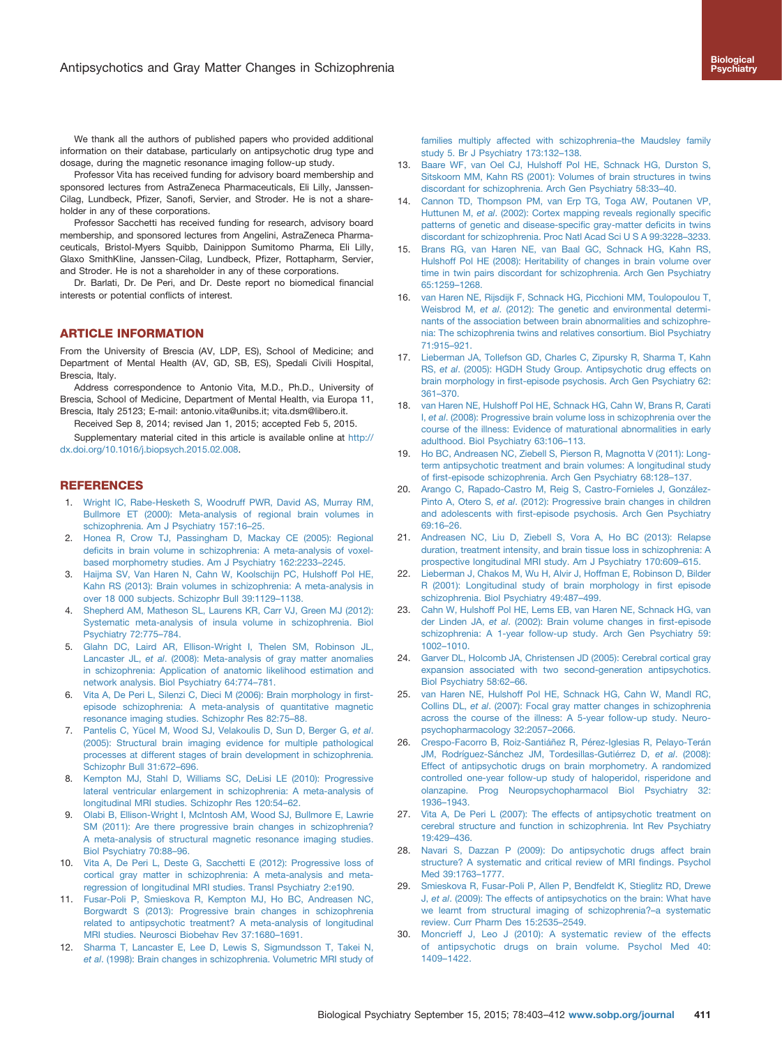We thank all the authors of published papers who provided additional information on their database, particularly on antipsychotic drug type and dosage, during the magnetic resonance imaging follow-up study.

Professor Vita has received funding for advisory board membership and sponsored lectures from AstraZeneca Pharmaceuticals, Eli Lilly, Janssen-Cilag, Lundbeck, Pfizer, Sanofi, Servier, and Stroder. He is not a shareholder in any of these corporations.

Professor Sacchetti has received funding for research, advisory board membership, and sponsored lectures from Angelini, AstraZeneca Pharmaceuticals, Bristol-Myers Squibb, Dainippon Sumitomo Pharma, Eli Lilly, Glaxo SmithKline, Janssen-Cilag, Lundbeck, Pfizer, Rottapharm, Servier, and Stroder. He is not a shareholder in any of these corporations.

Dr. Barlati, Dr. De Peri, and Dr. Deste report no biomedical financial interests or potential conflicts of interest.

## ARTICLE INFORMATION

From the University of Brescia (AV, LDP, ES), School of Medicine; and Department of Mental Health (AV, GD, SB, ES), Spedali Civili Hospital, Brescia, Italy.

Address correspondence to Antonio Vita, M.D., Ph.D., University of Brescia, School of Medicine, Department of Mental Health, via Europa 11, Brescia, Italy 25123; E-mail: antonio.vita@unibs.it; vita.dsm@libero.it.

Received Sep 8, 2014; revised Jan 1, 2015; accepted Feb 5, 2015.

Supplementary material cited in this article is available online at http://dx.doi.org/10.1016/j.biopsych.2015.02.008.

## REFERENCES

1. Wright IC, Rabe-Hesketh S, Woodruff PWR, David AS, Murray RM, Bullmore ET (2000): Meta-analysis of regional brain volumes in schizophrenia. Am J Psychiatry 157:16–25.
2. Honea R, Crow TJ, Passingham D, Mackay CE (2005): Regional deficits in brain volume in schizophrenia: A meta-analysis of voxel-based morphometry studies. Am J Psychiatry 162:2233–2245.
3. Haijma SV, Van Haren N, Cahn W, Koolschijn PC, Hulshoff Pol HE, Kahn RS (2013): Brain volumes in schizophrenia: A meta-analysis in over 18 000 subjects. Schizophr Bull 39:1129–1138.
4. Shepherd AM, Matheson SL, Laurens KR, Carr VJ, Green MJ (2012): Systematic meta-analysis of insula volume in schizophrenia. Biol Psychiatry 72:775–784.
5. Glahn DC, Laird AR, Ellison-Wright I, Thelen SM, Robinson JL, Lancaster JL, *et al*. (2008): Meta-analysis of gray matter anomalies in schizophrenia: Application of anatomic likelihood estimation and network analysis. Biol Psychiatry 64:774–781.
6. Vita A, De Peri L, Silenzi C, Dieci M (2006): Brain morphology in first-episode schizophrenia: A meta-analysis of quantitative magnetic resonance imaging studies. Schizophr Res 82:75–88.
7. Pantelis C, Yücel M, Wood SJ, Velakoulis D, Sun D, Berger G, *et al*. (2005): Structural brain imaging evidence for multiple pathological processes at different stages of brain development in schizophrenia. Schizophr Bull 31:672–696.
8. Kempton MJ, Stahl D, Williams SC, DeLisi LE (2010): Progressive lateral ventricular enlargement in schizophrenia: A meta-analysis of longitudinal MRI studies. Schizophr Res 120:54–62.
9. Olabi B, Ellison-Wright I, McIntosh AM, Wood SJ, Bullmore E, Lawrie SM (2011): Are there progressive brain changes in schizophrenia? A meta-analysis of structural magnetic resonance imaging studies. Biol Psychiatry 70:88–96.
10. Vita A, De Peri L, Deste G, Sacchetti E (2012): Progressive loss of cortical gray matter in schizophrenia: A meta-analysis and meta-regression of longitudinal MRI studies. Transl Psychiatry 2:e190.
11. Fusar-Poli P, Smieskova R, Kempton MJ, Ho BC, Andreasen NC, Borgwardt S (2013): Progressive brain changes in schizophrenia related to antipsychotic treatment? A meta-analysis of longitudinal MRI studies. Neurosci Biobehav Rev 37:1680–1691.
12. Sharma T, Lancaster E, Lee D, Lewis S, Sigmundsson T, Takei N, *et al*. (1998): Brain changes in schizophrenia. Volumetric MRI study of families multiply affected with schizophrenia–the Maudsley family study 5. Br J Psychiatry 173:132–138.
13. Baare WF, van Oel CJ, Hulshoff Pol HE, Schnack HG, Durston S, Sitskoorn MM, Kahn RS (2001): Volumes of brain structures in twins discordant for schizophrenia. Arch Gen Psychiatry 58:33–40.
14. Cannon TD, Thompson PM, van Erp TG, Toga AW, Poutanen VP, Huttunen M, *et al*. (2002): Cortex mapping reveals regionally specific patterns of genetic and disease-specific gray-matter deficits in twins discordant for schizophrenia. Proc Natl Acad Sci U S A 99:3228–3233.
15. Brans RG, van Haren NE, van Baal GC, Schnack HG, Kahn RS, Hulshoff Pol HE (2008): Heritability of changes in brain volume over time in twin pairs discordant for schizophrenia. Arch Gen Psychiatry 65:1259–1268.
16. van Haren NE, Rijsdijk F, Schnack HG, Picchioni MM, Toulopoulou T, Weisbrod M, *et al*. (2012): The genetic and environmental determinants of the association between brain abnormalities and schizophrenia: The schizophrenia twins and relatives consortium. Biol Psychiatry 71:915–921.
17. Lieberman JA, Tollefson GD, Charles C, Zipursky R, Sharma T, Kahn RS, *et al*. (2005): HGDH Study Group. Antipsychotic drug effects on brain morphology in first-episode psychosis. Arch Gen Psychiatry 62: 361–370.
18. van Haren NE, Hulshoff Pol HE, Schnack HG, Cahn W, Brans R, Carati I, *et al*. (2008): Progressive brain volume loss in schizophrenia over the course of the illness: Evidence of maturational abnormalities in early adulthood. Biol Psychiatry 63:106–113.
19. Ho BC, Andreasen NC, Ziebell S, Pierson R, Magnotta V (2011): Long-term antipsychotic treatment and brain volumes: A longitudinal study of first-episode schizophrenia. Arch Gen Psychiatry 68:128–137.
20. Arango C, Rapado-Castro M, Reig S, Castro-Fornieles J, González-Pinto A, Otero S, *et al*. (2012): Progressive brain changes in children and adolescents with first-episode psychosis. Arch Gen Psychiatry 69:16–26.
21. Andreasen NC, Liu D, Ziebell S, Vora A, Ho BC (2013): Relapse duration, treatment intensity, and brain tissue loss in schizophrenia: A prospective longitudinal MRI study. Am J Psychiatry 170:609–615.
22. Lieberman J, Chakos M, Wu H, Alvir J, Hoffman E, Robinson D, Bilder R (2001): Longitudinal study of brain morphology in first episode schizophrenia. Biol Psychiatry 49:487–499.
23. Cahn W, Hulshoff Pol HE, Lems EB, van Haren NE, Schnack HG, van der Linden JA, *et al*. (2002): Brain volume changes in first-episode schizophrenia: A 1-year follow-up study. Arch Gen Psychiatry 59: 1002–1010.
24. Garver DL, Holcomb JA, Christensen JD (2005): Cerebral cortical gray expansion associated with two second-generation antipsychotics. Biol Psychiatry 58:62–66.
25. van Haren NE, Hulshoff Pol HE, Schnack HG, Cahn W, Mandl RC, Collins DL, *et al*. (2007): Focal gray matter changes in schizophrenia across the course of the illness: A 5-year follow-up study. Neuropsychopharmacology 32:2057–2066.
26. Crespo-Facorro B, Roiz-Santiáñez R, Pérez-Iglesias R, Pelayo-Terán JM, Rodríguez-Sánchez JM, Tordesillas-Gutiérrez D, *et al*. (2008): Effect of antipsychotic drugs on brain morphometry. A randomized controlled one-year follow-up study of haloperidol, risperidone and olanzapine. Prog Neuropsychopharmacol Biol Psychiatry 32: 1936–1943.
27. Vita A, De Peri L (2007): The effects of antipsychotic treatment on cerebral structure and function in schizophrenia. Int Rev Psychiatry 19:429–436.
28. Navari S, Dazzan P (2009): Do antipsychotic drugs affect brain structure? A systematic and critical review of MRI findings. Psychol Med 39:1763–1777.
29. Smieskova R, Fusar-Poli P, Allen P, Bendfeldt K, Stieglitz RD, Drewe J, *et al*. (2009): The effects of antipsychotics on the brain: What have we learnt from structural imaging of schizophrenia?–a systematic review. Curr Pharm Des 15:2535–2549.
30. Moncrieff J, Leo J (2010): A systematic review of the effects of antipsychotic drugs on brain volume. Psychol Med 40: 1409–1422.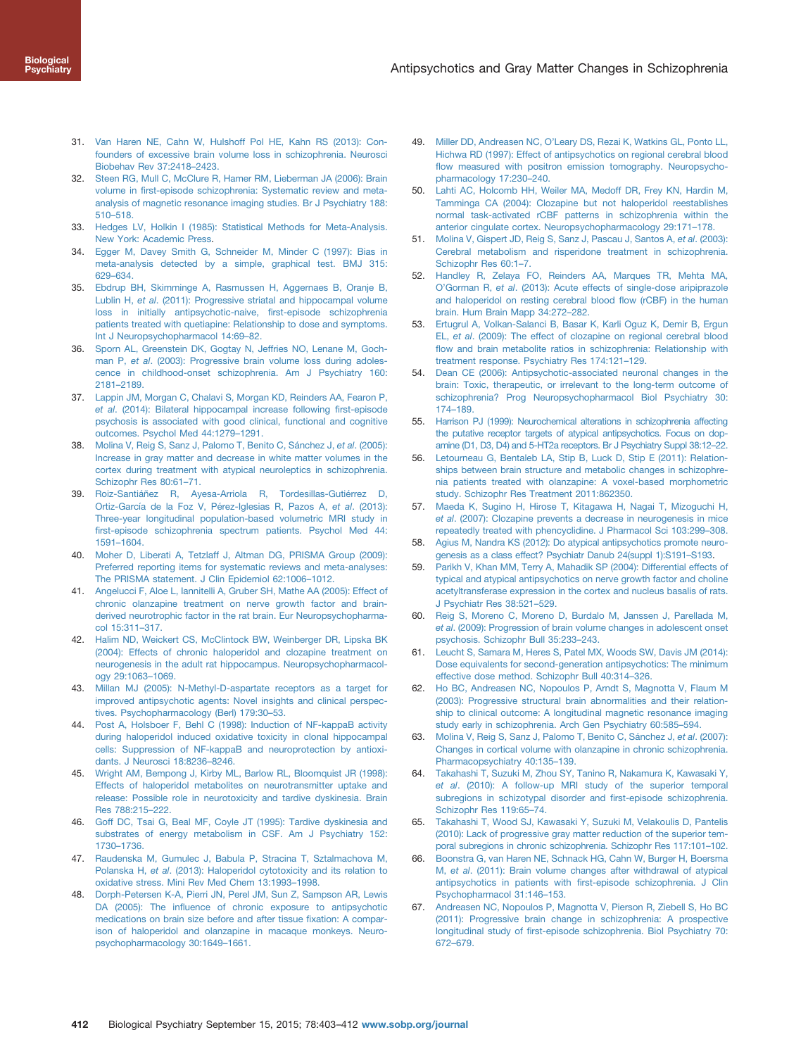31. Van Haren NE, Cahn W, Hulshoff Pol HE, Kahn RS (2013): Confounders of excessive brain volume loss in schizophrenia. Neurosci Biobehav Rev 37:2418–2423.
32. Steen RG, Mull C, McClure R, Hamer RM, Lieberman JA (2006): Brain volume in first-episode schizophrenia: Systematic review and meta-analysis of magnetic resonance imaging studies. Br J Psychiatry 188: 510–518.
33. Hedges LV, Holkin I (1985): Statistical Methods for Meta-Analysis. New York: Academic Press.
34. Egger M, Davey Smith G, Schneider M, Minder C (1997): Bias in meta-analysis detected by a simple, graphical test. BMJ 315: 629–634.
35. Ebdrup BH, Skimminge A, Rasmussen H, Aggernaes B, Oranje B, Lublin H, *et al*. (2011): Progressive striatal and hippocampal volume loss in initially antipsychotic-naive, first-episode schizophrenia patients treated with quetiapine: Relationship to dose and symptoms. Int J Neuropsychopharmacol 14:69–82.
36. Sporn AL, Greenstein DK, Gogtay N, Jeffries NO, Lenane M, Gochman P, *et al*. (2003): Progressive brain volume loss during adolescence in childhood-onset schizophrenia. Am J Psychiatry 160: 2181–2189.
37. Lappin JM, Morgan C, Chalavi S, Morgan KD, Reinders AA, Fearon P, *et al*. (2014): Bilateral hippocampal increase following first-episode psychosis is associated with good clinical, functional and cognitive outcomes. Psychol Med 44:1279–1291.
38. Molina V, Reig S, Sanz J, Palomo T, Benito C, Sánchez J, *et al*. (2005): Increase in gray matter and decrease in white matter volumes in the cortex during treatment with atypical neuroleptics in schizophrenia. Schizophr Res 80:61–71.
39. Roiz-Santiáñez R, Ayesa-Arriola R, Tordesillas-Gutiérrez D, Ortiz-García de la Foz V, Pérez-Iglesias R, Pazos A, *et al*. (2013): Three-year longitudinal population-based volumetric MRI study in first-episode schizophrenia spectrum patients. Psychol Med 44: 1591–1604.
40. Moher D, Liberati A, Tetzlaff J, Altman DG, PRISMA Group (2009): Preferred reporting items for systematic reviews and meta-analyses: The PRISMA statement. J Clin Epidemiol 62:1006–1012.
41. Angelucci F, Aloe L, Iannitelli A, Gruber SH, Mathe AA (2005): Effect of chronic olanzapine treatment on nerve growth factor and brain-derived neurotrophic factor in the rat brain. Eur Neuropsychopharmacol 15:311–317.
42. Halim ND, Weickert CS, McClintock BW, Weinberger DR, Lipska BK (2004): Effects of chronic haloperidol and clozapine treatment on neurogenesis in the adult rat hippocampus. Neuropsychopharmacology 29:1063–1069.
43. Millan MJ (2005): N-Methyl-D-aspartate receptors as a target for improved antipsychotic agents: Novel insights and clinical perspectives. Psychopharmacology (Berl) 179:30–53.
44. Post A, Holsboer F, Behl C (1998): Induction of NF-kappaB activity during haloperidol induced oxidative toxicity in clonal hippocampal cells: Suppression of NF-kappaB and neuroprotection by antioxidants. J Neurosci 18:8236–8246.
45. Wright AM, Bempong J, Kirby ML, Barlow RL, Bloomquist JR (1998): Effects of haloperidol metabolites on neurotransmitter uptake and release: Possible role in neurotoxicity and tardive dyskinesia. Brain Res 788:215–222.
46. Goff DC, Tsai G, Beal MF, Coyle JT (1995): Tardive dyskinesia and substrates of energy metabolism in CSF. Am J Psychiatry 152: 1730–1736.
47. Raudenska M, Gumulec J, Babula P, Stracina T, Sztalmachova M, Polanska H, *et al*. (2013): Haloperidol cytotoxicity and its relation to oxidative stress. Mini Rev Med Chem 13:1993–1998.
48. Dorph-Petersen K-A, Pierri JN, Perel JM, Sun Z, Sampson AR, Lewis DA (2005): The influence of chronic exposure to antipsychotic medications on brain size before and after tissue fixation: A comparison of haloperidol and olanzapine in macaque monkeys. Neuropsychopharmacology 30:1649–1661.
49. Miller DD, Andreasen NC, O'Leary DS, Rezai K, Watkins GL, Ponto LL, Hichwa RD (1997): Effect of antipsychotics on regional cerebral blood flow measured with positron emission tomography. Neuropsychopharmacology 17:230–240.
50. Lahti AC, Holcomb HH, Weiler MA, Medoff DR, Frey KN, Hardin M, Tamminga CA (2004): Clozapine but not haloperidol reestablishes normal task-activated rCBF patterns in schizophrenia within the anterior cingulate cortex. Neuropsychopharmacology 29:171–178.
51. Molina V, Gispert JD, Reig S, Sanz J, Pascau J, Santos A, *et al*. (2003): Cerebral metabolism and risperidone treatment in schizophrenia. Schizophr Res 60:1–7.
52. Handley R, Zelaya FO, Reinders AA, Marques TR, Mehta MA, O'Gorman R, *et al*. (2013): Acute effects of single-dose aripiprazole and haloperidol on resting cerebral blood flow (rCBF) in the human brain. Hum Brain Mapp 34:272–282.
53. Ertugrul A, Volkan-Salanci B, Basar K, Karli Oguz K, Demir B, Ergun EL, *et al*. (2009): The effect of clozapine on regional cerebral blood flow and brain metabolite ratios in schizophrenia: Relationship with treatment response. Psychiatry Res 174:121–129.
54. Dean CE (2006): Antipsychotic-associated neuronal changes in the brain: Toxic, therapeutic, or irrelevant to the long-term outcome of schizophrenia? Prog Neuropsychopharmacol Biol Psychiatry 30: 174–189.
55. Harrison PJ (1999): Neurochemical alterations in schizophrenia affecting the putative receptor targets of atypical antipsychotics. Focus on dopamine (D1, D3, D4) and 5-HT2a receptors. Br J Psychiatry Suppl 38:12–22.
56. Letourneau G, Bentaleb LA, Stip B, Luck D, Stip E (2011): Relationships between brain structure and metabolic changes in schizophrenia patients treated with olanzapine: A voxel-based morphometric study. Schizophr Res Treatment 2011:862350.
57. Maeda K, Sugino H, Hirose T, Kitagawa H, Nagai T, Mizoguchi H, *et al*. (2007): Clozapine prevents a decrease in neurogenesis in mice repeatedly treated with phencyclidine. J Pharmacol Sci 103:299–308.
58. Agius M, Nandra KS (2012): Do atypical antipsychotics promote neurogenesis as a class effect? Psychiatr Danub 24(suppl 1):S191–S193.
59. Parikh V, Khan MM, Terry A, Mahadik SP (2004): Differential effects of typical and atypical antipsychotics on nerve growth factor and choline acetyltransferase expression in the cortex and nucleus basalis of rats. J Psychiatr Res 38:521–529.
60. Reig S, Moreno C, Moreno D, Burdalo M, Janssen J, Parellada M, *et al*. (2009): Progression of brain volume changes in adolescent onset psychosis. Schizophr Bull 35:233–243.
61. Leucht S, Samara M, Heres S, Patel MX, Woods SW, Davis JM (2014): Dose equivalents for second-generation antipsychotics: The minimum effective dose method. Schizophr Bull 40:314–326.
62. Ho BC, Andreasen NC, Nopoulos P, Arndt S, Magnotta V, Flaum M (2003): Progressive structural brain abnormalities and their relationship to clinical outcome: A longitudinal magnetic resonance imaging study early in schizophrenia. Arch Gen Psychiatry 60:585–594.
63. Molina V, Reig S, Sanz J, Palomo T, Benito C, Sánchez J, *et al*. (2007): Changes in cortical volume with olanzapine in chronic schizophrenia. Pharmacopsychiatry 40:135–139.
64. Takahashi T, Suzuki M, Zhou SY, Tanino R, Nakamura K, Kawasaki Y, *et al*. (2010): A follow-up MRI study of the superior temporal subregions in schizotypal disorder and first-episode schizophrenia. Schizophr Res 119:65–74.
65. Takahashi T, Wood SJ, Kawasaki Y, Suzuki M, Velakoulis D, Pantelis (2010): Lack of progressive gray matter reduction of the superior temporal subregions in chronic schizophrenia. Schizophr Res 117:101–102.
66. Boonstra G, van Haren NE, Schnack HG, Cahn W, Burger H, Boersma M, *et al*. (2011): Brain volume changes after withdrawal of atypical antipsychotics in patients with first-episode schizophrenia. J Clin Psychopharmacol 31:146–153.
67. Andreasen NC, Nopoulos P, Magnotta V, Pierson R, Ziebell S, Ho BC (2011): Progressive brain change in schizophrenia: A prospective longitudinal study of first-episode schizophrenia. Biol Psychiatry 70: 672–679.